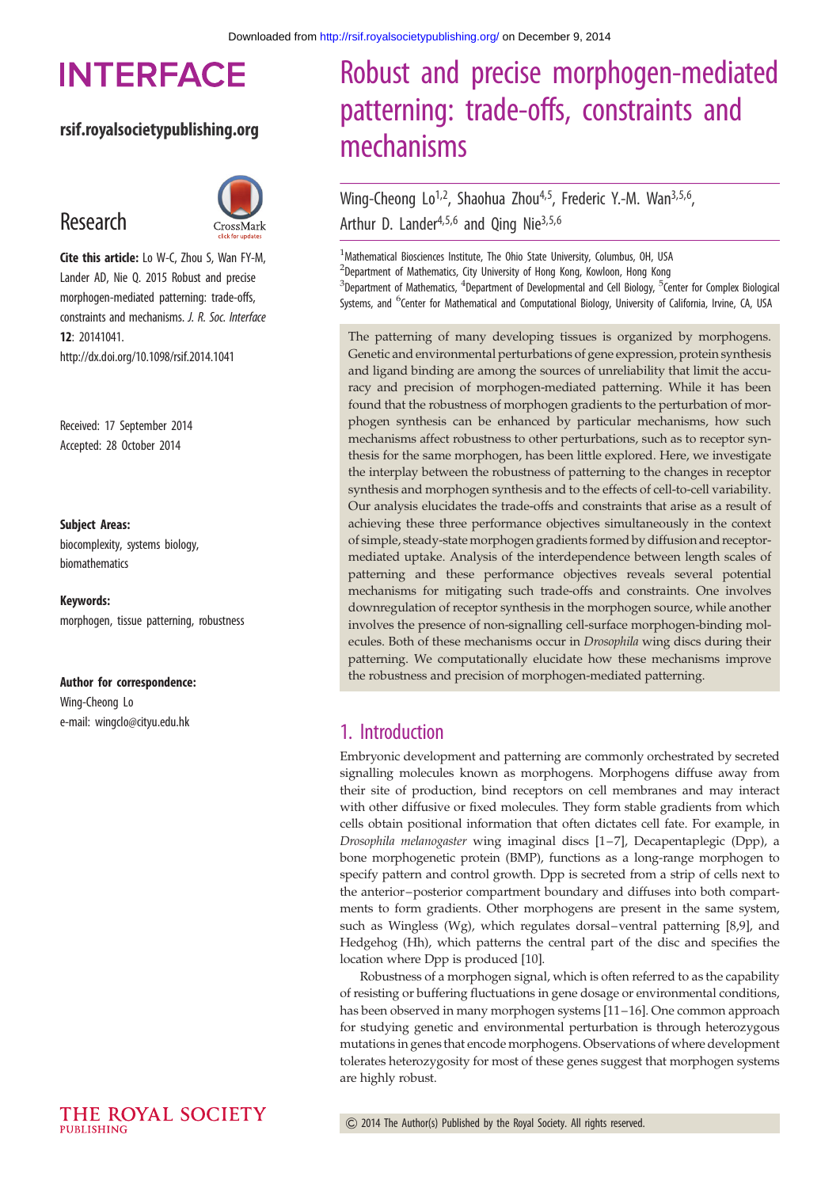# Robust and precise morphogen-mediated patterning: trade-offs, constraints and mechanisms

Wing-Cheong Lo[1,2], Shaohua Zhou[4,5], Frederic Y.-M. Wan[3,5,6], Arthur D. Lander[4,5,6] and Qing Nie[3,5,6]

[1]Mathematical Biosciences Institute, The Ohio State University, Columbus, OH, USA
[2]Department of Mathematics, City University of Hong Kong, Kowloon, Hong Kong
[3]Department of Mathematics, [4]Department of Developmental and Cell Biology, [5]Center for Complex Biological Systems, and [6]Center for Mathematical and Computational Biology, University of California, Irvine, CA, USA

**Research**

**Cite this article:** Lo W-C, Zhou S, Wan FY-M, Lander AD, Nie Q. 2015 Robust and precise morphogen-mediated patterning: trade-offs, constraints and mechanisms. *J. R. Soc. Interface* **12**: 20141041.
http://dx.doi.org/10.1098/rsif.2014.1041

Received: 17 September 2014
Accepted: 28 October 2014

**Subject Areas:**
biocomplexity, systems biology, biomathematics

**Keywords:**
morphogen, tissue patterning, robustness

**Author for correspondence:**
Wing-Cheong Lo
e-mail: wingclo@cityu.edu.hk

The patterning of many developing tissues is organized by morphogens. Genetic and environmental perturbations of gene expression, protein synthesis and ligand binding are among the sources of unreliability that limit the accuracy and precision of morphogen-mediated patterning. While it has been found that the robustness of morphogen gradients to the perturbation of morphogen synthesis can be enhanced by particular mechanisms, how such mechanisms affect robustness to other perturbations, such as to receptor synthesis for the same morphogen, has been little explored. Here, we investigate the interplay between the robustness of patterning to the changes in receptor synthesis and morphogen synthesis and to the effects of cell-to-cell variability. Our analysis elucidates the trade-offs and constraints that arise as a result of achieving these three performance objectives simultaneously in the context of simple, steady-state morphogen gradients formed by diffusion and receptor-mediated uptake. Analysis of the interdependence between length scales of patterning and these performance objectives reveals several potential mechanisms for mitigating such trade-offs and constraints. One involves downregulation of receptor synthesis in the morphogen source, while another involves the presence of non-signalling cell-surface morphogen-binding molecules. Both of these mechanisms occur in *Drosophila* wing discs during their patterning. We computationally elucidate how these mechanisms improve the robustness and precision of morphogen-mediated patterning.

## 1. Introduction

Embryonic development and patterning are commonly orchestrated by secreted signalling molecules known as morphogens. Morphogens diffuse away from their site of production, bind receptors on cell membranes and may interact with other diffusive or fixed molecules. They form stable gradients from which cells obtain positional information that often dictates cell fate. For example, in *Drosophila melanogaster* wing imaginal discs [1–7], Decapentaplegic (Dpp), a bone morphogenetic protein (BMP), functions as a long-range morphogen to specify pattern and control growth. Dpp is secreted from a strip of cells next to the anterior–posterior compartment boundary and diffuses into both compartments to form gradients. Other morphogens are present in the same system, such as Wingless (Wg), which regulates dorsal–ventral patterning [8,9], and Hedgehog (Hh), which patterns the central part of the disc and specifies the location where Dpp is produced [10].

Robustness of a morphogen signal, which is often referred to as the capability of resisting or buffering fluctuations in gene dosage or environmental conditions, has been observed in many morphogen systems [11–16]. One common approach for studying genetic and environmental perturbation is through heterozygous mutations in genes that encode morphogens. Observations of where development tolerates heterozygosity for most of these genes suggest that morphogen systems are highly robust.

© 2014 The Author(s) Published by the Royal Society. All rights reserved.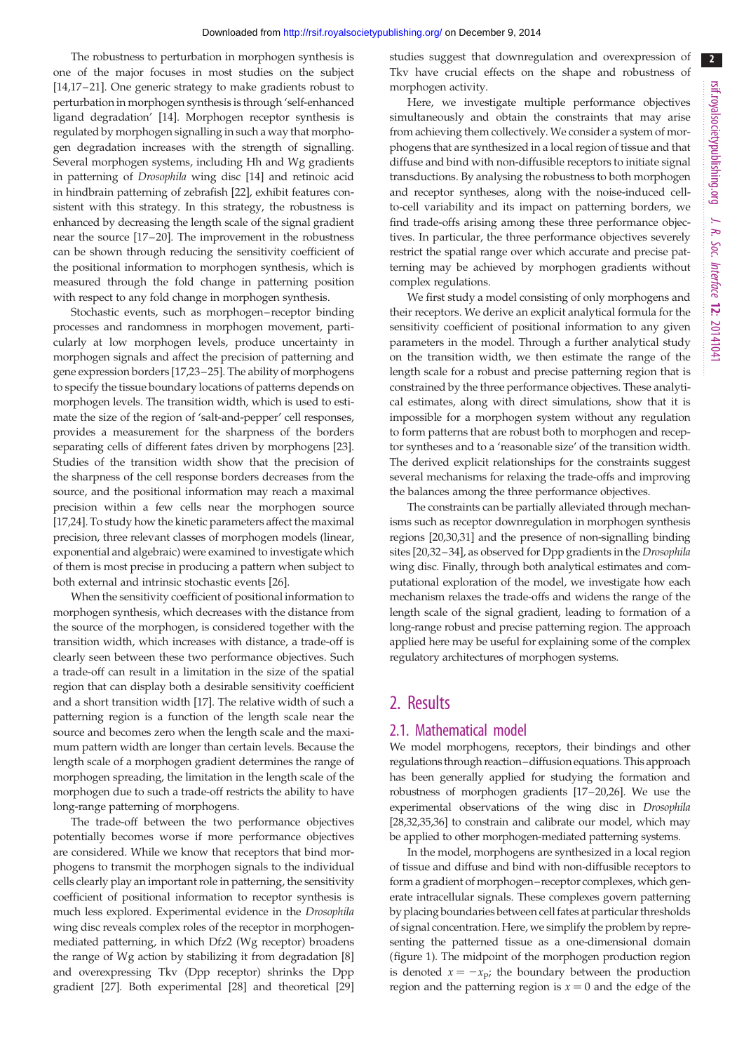The robustness to perturbation in morphogen synthesis is one of the major focuses in most studies on the subject [14,17–21]. One generic strategy to make gradients robust to perturbation in morphogen synthesis is through 'self-enhanced ligand degradation' [14]. Morphogen receptor synthesis is regulated by morphogen signalling in such a way that morphogen degradation increases with the strength of signalling. Several morphogen systems, including Hh and Wg gradients in patterning of *Drosophila* wing disc [14] and retinoic acid in hindbrain patterning of zebrafish [22], exhibit features consistent with this strategy. In this strategy, the robustness is enhanced by decreasing the length scale of the signal gradient near the source [17–20]. The improvement in the robustness can be shown through reducing the sensitivity coefficient of the positional information to morphogen synthesis, which is measured through the fold change in patterning position with respect to any fold change in morphogen synthesis.

Stochastic events, such as morphogen–receptor binding processes and randomness in morphogen movement, particularly at low morphogen levels, produce uncertainty in morphogen signals and affect the precision of patterning and gene expression borders [17,23–25]. The ability of morphogens to specify the tissue boundary locations of patterns depends on morphogen levels. The transition width, which is used to estimate the size of the region of 'salt-and-pepper' cell responses, provides a measurement for the sharpness of the borders separating cells of different fates driven by morphogens [23]. Studies of the transition width show that the precision of the sharpness of the cell response borders decreases from the source, and the positional information may reach a maximal precision within a few cells near the morphogen source [17,24]. To study how the kinetic parameters affect the maximal precision, three relevant classes of morphogen models (linear, exponential and algebraic) were examined to investigate which of them is most precise in producing a pattern when subject to both external and intrinsic stochastic events [26].

When the sensitivity coefficient of positional information to morphogen synthesis, which decreases with the distance from the source of the morphogen, is considered together with the transition width, which increases with distance, a trade-off is clearly seen between these two performance objectives. Such a trade-off can result in a limitation in the size of the spatial region that can display both a desirable sensitivity coefficient and a short transition width [17]. The relative width of such a patterning region is a function of the length scale near the source and becomes zero when the length scale and the maximum pattern width are longer than certain levels. Because the length scale of a morphogen gradient determines the range of morphogen spreading, the limitation in the length scale of the morphogen due to such a trade-off restricts the ability to have long-range patterning of morphogens.

The trade-off between the two performance objectives potentially becomes worse if more performance objectives are considered. While we know that receptors that bind morphogens to transmit the morphogen signals to the individual cells clearly play an important role in patterning, the sensitivity coefficient of positional information to receptor synthesis is much less explored. Experimental evidence in the *Drosophila* wing disc reveals complex roles of the receptor in morphogen-mediated patterning, in which Dfz2 (Wg receptor) broadens the range of Wg action by stabilizing it from degradation [8] and overexpressing Tkv (Dpp receptor) shrinks the Dpp gradient [27]. Both experimental [28] and theoretical [29] studies suggest that downregulation and overexpression of Tkv have crucial effects on the shape and robustness of morphogen activity.

Here, we investigate multiple performance objectives simultaneously and obtain the constraints that may arise from achieving them collectively. We consider a system of morphogens that are synthesized in a local region of tissue and that diffuse and bind with non-diffusible receptors to initiate signal transductions. By analysing the robustness to both morphogen and receptor syntheses, along with the noise-induced cell-to-cell variability and its impact on patterning borders, we find trade-offs arising among these three performance objectives. In particular, the three performance objectives severely restrict the spatial range over which accurate and precise patterning may be achieved by morphogen gradients without complex regulations.

We first study a model consisting of only morphogens and their receptors. We derive an explicit analytical formula for the sensitivity coefficient of positional information to any given parameters in the model. Through a further analytical study on the transition width, we then estimate the range of the length scale for a robust and precise patterning region that is constrained by the three performance objectives. These analytical estimates, along with direct simulations, show that it is impossible for a morphogen system without any regulation to form patterns that are robust both to morphogen and receptor syntheses and to a 'reasonable size' of the transition width. The derived explicit relationships for the constraints suggest several mechanisms for relaxing the trade-offs and improving the balances among the three performance objectives.

The constraints can be partially alleviated through mechanisms such as receptor downregulation in morphogen synthesis regions [20,30,31] and the presence of non-signalling binding sites [20,32–34], as observed for Dpp gradients in the *Drosophila* wing disc. Finally, through both analytical estimates and computational exploration of the model, we investigate how each mechanism relaxes the trade-offs and widens the range of the length scale of the signal gradient, leading to formation of a long-range robust and precise patterning region. The approach applied here may be useful for explaining some of the complex regulatory architectures of morphogen systems.

## 2. Results

### 2.1. Mathematical model

We model morphogens, receptors, their bindings and other regulations through reaction–diffusion equations. This approach has been generally applied for studying the formation and robustness of morphogen gradients [17–20,26]. We use the experimental observations of the wing disc in *Drosophila* [28,32,35,36] to constrain and calibrate our model, which may be applied to other morphogen-mediated patterning systems.

In the model, morphogens are synthesized in a local region of tissue and diffuse and bind with non-diffusible receptors to form a gradient of morphogen–receptor complexes, which generate intracellular signals. These complexes govern patterning by placing boundaries between cell fates at particular thresholds of signal concentration. Here, we simplify the problem by representing the patterned tissue as a one-dimensional domain (figure 1). The midpoint of the morphogen production region is denoted $x = -x_P$; the boundary between the production region and the patterning region is $x = 0$ and the edge of the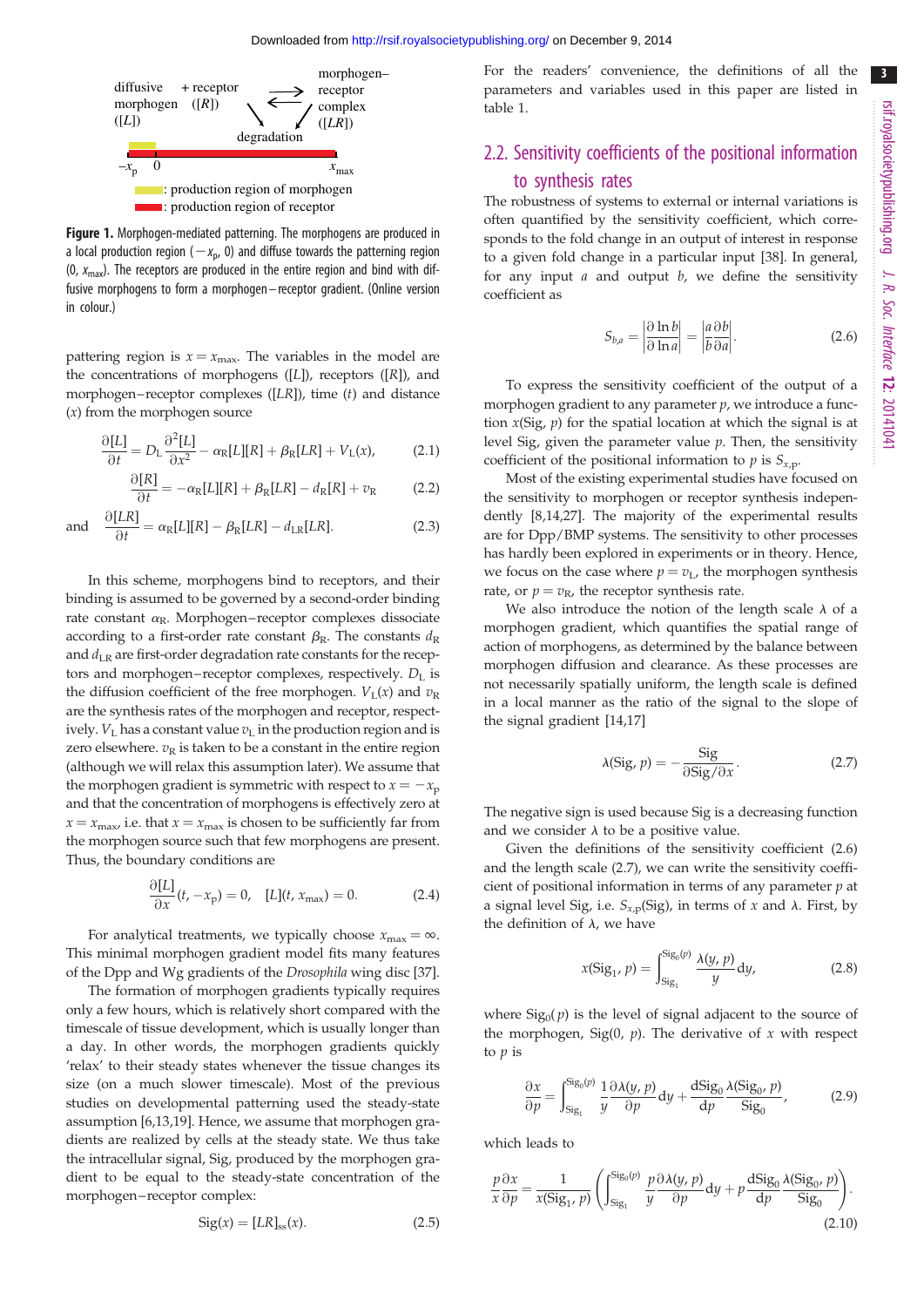diffusive morphogen ([L]) + receptor ([R]) ⇄ morphogen–receptor complex ([LR]) → degradation

$-x_p$ 0 $x_{max}$

: production region of morphogen

: production region of receptor

**Figure 1.** Morphogen-mediated patterning. The morphogens are produced in a local production region ($-x_p$, 0) and diffuse towards the patterning region (0, $x_{max}$). The receptors are produced in the entire region and bind with diffusive morphogens to form a morphogen–receptor gradient. (Online version in colour.)

pattering region is $x = x_{max}$. The variables in the model are the concentrations of morphogens ([$L$]), receptors ([$R$]), and morphogen–receptor complexes ([$LR$]), time ($t$) and distance ($x$) from the morphogen source

$$\frac{\partial[L]}{\partial t} = D_L \frac{\partial^2[L]}{\partial x^2} - \alpha_R[L][R] + \beta_R[LR] + V_L(x), \tag{2.1}$$

$$\frac{\partial[R]}{\partial t} = -\alpha_R[L][R] + \beta_R[LR] - d_R[R] + v_R \tag{2.2}$$

and

$$\frac{\partial[LR]}{\partial t} = \alpha_R[L][R] - \beta_R[LR] - d_{LR}[LR]. \tag{2.3}$$

In this scheme, morphogens bind to receptors, and their binding is assumed to be governed by a second-order binding rate constant $\alpha_R$. Morphogen–receptor complexes dissociate according to a first-order rate constant $\beta_R$. The constants $d_R$ and $d_{LR}$ are first-order degradation rate constants for the receptors and morphogen–receptor complexes, respectively. $D_L$ is the diffusion coefficient of the free morphogen. $V_L(x)$ and $v_R$ are the synthesis rates of the morphogen and receptor, respectively. $V_L$ has a constant value $v_L$ in the production region and is zero elsewhere. $v_R$ is taken to be a constant in the entire region (although we will relax this assumption later). We assume that the morphogen gradient is symmetric with respect to $x = -x_p$ and that the concentration of morphogens is effectively zero at $x = x_{max}$, i.e. that $x = x_{max}$ is chosen to be sufficiently far from the morphogen source such that few morphogens are present. Thus, the boundary conditions are

$$\frac{\partial[L]}{\partial x}(t, -x_p) = 0, \quad [L](t, x_{max}) = 0. \tag{2.4}$$

For analytical treatments, we typically choose $x_{max} = \infty$. This minimal morphogen gradient model fits many features of the Dpp and Wg gradients of the *Drosophila* wing disc [37].

The formation of morphogen gradients typically requires only a few hours, which is relatively short compared with the timescale of tissue development, which is usually longer than a day. In other words, the morphogen gradients quickly 'relax' to their steady states whenever the tissue changes its size (on a much slower timescale). Most of the previous studies on developmental patterning used the steady-state assumption [6,13,19]. Hence, we assume that morphogen gradients are realized by cells at the steady state. We thus take the intracellular signal, Sig, produced by the morphogen gradient to be equal to the steady-state concentration of the morphogen–receptor complex:

$$\mathrm{Sig}(x) = [LR]_{ss}(x). \tag{2.5}$$

For the readers' convenience, the definitions of all the parameters and variables used in this paper are listed in table 1.

## 2.2. Sensitivity coefficients of the positional information to synthesis rates

The robustness of systems to external or internal variations is often quantified by the sensitivity coefficient, which corresponds to the fold change in an output of interest in response to a given fold change in a particular input [38]. In general, for any input $a$ and output $b$, we define the sensitivity coefficient as

$$S_{b,a} = \left|\frac{\partial \ln b}{\partial \ln a}\right| = \left|\frac{a}{b}\frac{\partial b}{\partial a}\right|. \tag{2.6}$$

To express the sensitivity coefficient of the output of a morphogen gradient to any parameter $p$, we introduce a function $x(\mathrm{Sig}, p)$ for the spatial location at which the signal is at level Sig, given the parameter value $p$. Then, the sensitivity coefficient of the positional information to $p$ is $S_{x,p}$.

Most of the existing experimental studies have focused on the sensitivity to morphogen or receptor synthesis independently [8,14,27]. The majority of the experimental results are for Dpp/BMP systems. The sensitivity to other processes has hardly been explored in experiments or in theory. Hence, we focus on the case where $p = v_L$, the morphogen synthesis rate, or $p = v_R$, the receptor synthesis rate.

We also introduce the notion of the length scale $\lambda$ of a morphogen gradient, which quantifies the spatial range of action of morphogens, as determined by the balance between morphogen diffusion and clearance. As these processes are not necessarily spatially uniform, the length scale is defined in a local manner as the ratio of the signal to the slope of the signal gradient [14,17]

$$\lambda(\mathrm{Sig}, p) = -\frac{\mathrm{Sig}}{\partial \mathrm{Sig}/\partial x}. \tag{2.7}$$

The negative sign is used because Sig is a decreasing function and we consider $\lambda$ to be a positive value.

Given the definitions of the sensitivity coefficient (2.6) and the length scale (2.7), we can write the sensitivity coefficient of positional information in terms of any parameter $p$ at a signal level Sig, i.e. $S_{x,p}(\mathrm{Sig})$, in terms of $x$ and $\lambda$. First, by the definition of $\lambda$, we have

$$x(\mathrm{Sig}_1, p) = \int_{\mathrm{Sig}_1}^{\mathrm{Sig}_0(p)} \frac{\lambda(y, p)}{y} \mathrm{d}y, \tag{2.8}$$

where $\mathrm{Sig}_0(p)$ is the level of signal adjacent to the source of the morphogen, $\mathrm{Sig}(0, p)$. The derivative of $x$ with respect to $p$ is

$$\frac{\partial x}{\partial p} = \int_{\mathrm{Sig}_1}^{\mathrm{Sig}_0(p)} \frac{1}{y}\frac{\partial \lambda(y, p)}{\partial p} \mathrm{d}y + \frac{\mathrm{d}\mathrm{Sig}_0}{\mathrm{d}p}\frac{\lambda(\mathrm{Sig}_0, p)}{\mathrm{Sig}_0}, \tag{2.9}$$

which leads to

$$\frac{p}{x}\frac{\partial x}{\partial p} = \frac{1}{x(\mathrm{Sig}_1, p)}\left(\int_{\mathrm{Sig}_1}^{\mathrm{Sig}_0(p)} \frac{p}{y}\frac{\partial \lambda(y, p)}{\partial p} \mathrm{d}y + p\frac{\mathrm{d}\mathrm{Sig}_0}{\mathrm{d}p}\frac{\lambda(\mathrm{Sig}_0, p)}{\mathrm{Sig}_0}\right). \tag{2.10}$$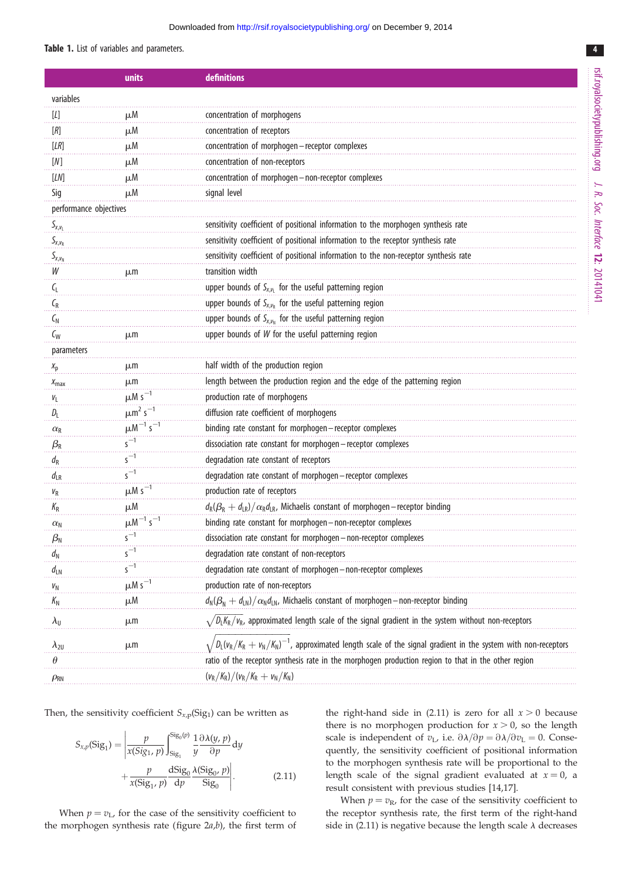**Table 1.** List of variables and parameters.

| | units | definitions |
|---|---|---|
| variables | | |
| $[L]$ | μM | concentration of morphogens |
| $[R]$ | μM | concentration of receptors |
| $[LR]$ | μM | concentration of morphogen–receptor complexes |
| $[N]$ | μM | concentration of non-receptors |
| $[LN]$ | μM | concentration of morphogen–non-receptor complexes |
| Sig | μM | signal level |
| performance objectives | | |
| $S_{x,v_L}$ | | sensitivity coefficient of positional information to the morphogen synthesis rate |
| $S_{x,v_R}$ | | sensitivity coefficient of positional information to the receptor synthesis rate |
| $S_{x,v_N}$ | | sensitivity coefficient of positional information to the non-receptor synthesis rate |
| $W$ | μm | transition width |
| $C_L$ | | upper bounds of $S_{x,v_L}$ for the useful patterning region |
| $C_R$ | | upper bounds of $S_{x,v_R}$ for the useful patterning region |
| $C_N$ | | upper bounds of $S_{x,v_N}$ for the useful patterning region |
| $C_W$ | μm | upper bounds of $W$ for the useful patterning region |
| parameters | | |
| $x_p$ | μm | half width of the production region |
| $x_{max}$ | μm | length between the production region and the edge of the patterning region |
| $v_L$ | μM s$^{-1}$ | production rate of morphogens |
| $D_L$ | μm$^2$ s$^{-1}$ | diffusion rate coefficient of morphogens |
| $\alpha_R$ | μM$^{-1}$ s$^{-1}$ | binding rate constant for morphogen–receptor complexes |
| $\beta_R$ | s$^{-1}$ | dissociation rate constant for morphogen–receptor complexes |
| $d_R$ | s$^{-1}$ | degradation rate constant of receptors |
| $d_{LR}$ | s$^{-1}$ | degradation rate constant of morphogen–receptor complexes |
| $v_R$ | μM s$^{-1}$ | production rate of receptors |
| $K_R$ | μM | $d_R(\beta_R + d_{LR})/\alpha_R d_{LR}$, Michaelis constant of morphogen–receptor binding |
| $\alpha_N$ | μM$^{-1}$ s$^{-1}$ | binding rate constant for morphogen–non-receptor complexes |
| $\beta_N$ | s$^{-1}$ | dissociation rate constant for morphogen–non-receptor complexes |
| $d_N$ | s$^{-1}$ | degradation rate constant of non-receptors |
| $d_{LN}$ | s$^{-1}$ | degradation rate constant of morphogen–non-receptor complexes |
| $v_N$ | μM s$^{-1}$ | production rate of non-receptors |
| $K_N$ | μM | $d_N(\beta_N + d_{LN})/\alpha_N d_{LN}$, Michaelis constant of morphogen–non-receptor binding |
| $\lambda_U$ | μm | $\sqrt{D_L K_R / v_R}$, approximated length scale of the signal gradient in the system without non-receptors |
| $\lambda_{2U}$ | μm | $\sqrt{D_L (v_R/K_R + v_N/K_N)^{-1}}$, approximated length scale of the signal gradient in the system with non-receptors |
| $\theta$ | | ratio of the receptor synthesis rate in the morphogen production region to that in the other region |
| $\rho_{RN}$ | | $(v_R/K_R)/(v_R/K_R + v_N/K_N)$ |

Then, the sensitivity coefficient $S_{x,p}(\mathrm{Sig}_1)$ can be written as

$$S_{x,p}(\mathrm{Sig}_1) = \left| \frac{p}{x(\mathrm{Sig}_1, p)} \int_{\mathrm{Sig}_1}^{\mathrm{Sig}_0(p)} \frac{1}{y} \frac{\partial \lambda(y, p)}{\partial p} \mathrm{d}y + \frac{p}{x(\mathrm{Sig}_1, p)} \frac{\mathrm{dSig}_0}{\mathrm{d}p} \frac{\lambda(\mathrm{Sig}_0, p)}{\mathrm{Sig}_0} \right|. \tag{2.11}$$

When $p = v_L$, for the case of the sensitivity coefficient to the morphogen synthesis rate (figure 2*a*,*b*), the first term of the right-hand side in (2.11) is zero for all $x > 0$ because there is no morphogen production for $x > 0$, so the length scale is independent of $v_L$, i.e. $\partial\lambda/\partial p = \partial\lambda/\partial v_L = 0$. Consequently, the sensitivity coefficient of positional information to the morphogen synthesis rate will be proportional to the length scale of the signal gradient evaluated at $x = 0$, a result consistent with previous studies [14,17].

When $p = v_R$, for the case of the sensitivity coefficient to the receptor synthesis rate, the first term of the right-hand side in (2.11) is negative because the length scale $\lambda$ decreases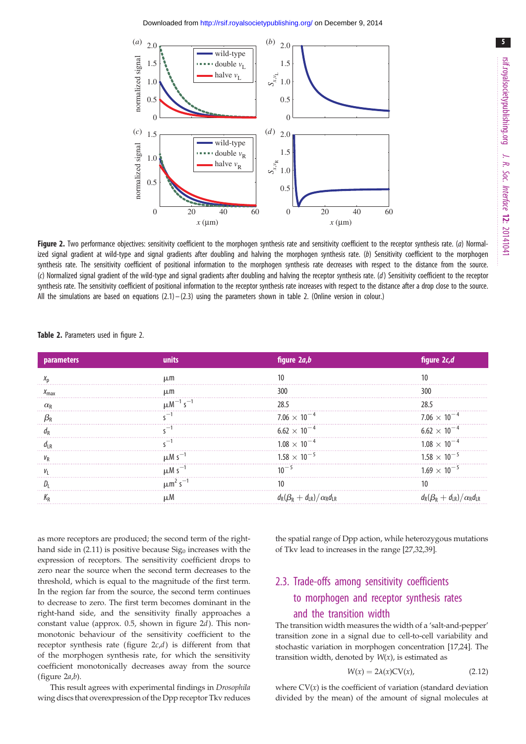**Figure 2.** Two performance objectives: sensitivity coefficient to the morphogen synthesis rate and sensitivity coefficient to the receptor synthesis rate. (*a*) Normalized signal gradient at wild-type and signal gradients after doubling and halving the morphogen synthesis rate. (*b*) Sensitivity coefficient to the morphogen synthesis rate. The sensitivity coefficient of positional information to the morphogen synthesis rate decreases with respect to the distance from the source. (*c*) Normalized signal gradient of the wild-type and signal gradients after doubling and halving the receptor synthesis rate. (*d*) Sensitivity coefficient to the receptor synthesis rate. The sensitivity coefficient of positional information to the receptor synthesis rate increases with respect to the distance after a drop close to the source. All the simulations are based on equations (2.1)–(2.3) using the parameters shown in table 2. (Online version in colour.)

**Table 2.** Parameters used in figure 2.

| parameters | units | figure 2*a*,*b* | figure 2*c*,*d* |
|---|---|---|---|
| $x_p$ | μm | 10 | 10 |
| $x_{max}$ | μm | 300 | 300 |
| $\alpha_R$ | $\mu M^{-1} s^{-1}$ | 28.5 | 28.5 |
| $\beta_R$ | $s^{-1}$ | $7.06 \times 10^{-4}$ | $7.06 \times 10^{-4}$ |
| $d_R$ | $s^{-1}$ | $6.62 \times 10^{-4}$ | $6.62 \times 10^{-4}$ |
| $d_{LR}$ | $s^{-1}$ | $1.08 \times 10^{-4}$ | $1.08 \times 10^{-4}$ |
| $v_R$ | $\mu M\ s^{-1}$ | $1.58 \times 10^{-5}$ | $1.58 \times 10^{-5}$ |
| $v_L$ | $\mu M\ s^{-1}$ | $10^{-5}$ | $1.69 \times 10^{-5}$ |
| $D_L$ | $\mu m^2\ s^{-1}$ | 10 | 10 |
| $K_R$ | μM | $d_R(\beta_R + d_{LR})/\alpha_R d_{LR}$ | $d_R(\beta_R + d_{LR})/\alpha_R d_{LR}$ |

as more receptors are produced; the second term of the right-hand side in (2.11) is positive because $\mathrm{Sig}_0$ increases with the expression of receptors. The sensitivity coefficient drops to zero near the source when the second term decreases to the threshold, which is equal to the magnitude of the first term. In the region far from the source, the second term continues to decrease to zero. The first term becomes dominant in the right-hand side, and the sensitivity finally approaches a constant value (approx. 0.5, shown in figure 2*d*). This non-monotonic behaviour of the sensitivity coefficient to the receptor synthesis rate (figure 2*c*,*d*) is different from that of the morphogen synthesis rate, for which the sensitivity coefficient monotonically decreases away from the source (figure 2*a*,*b*).

This result agrees with experimental findings in *Drosophila* wing discs that overexpression of the Dpp receptor Tkv reduces the spatial range of Dpp action, while heterozygous mutations of Tkv lead to increases in the range [27,32,39].

## 2.3. Trade-offs among sensitivity coefficients to morphogen and receptor synthesis rates and the transition width

The transition width measures the width of a 'salt-and-pepper' transition zone in a signal due to cell-to-cell variability and stochastic variation in morphogen concentration [17,24]. The transition width, denoted by $W(x)$, is estimated as

$$W(x) = 2\lambda(x)\mathrm{CV}(x), \tag{2.12}$$

where $\mathrm{CV}(x)$ is the coefficient of variation (standard deviation divided by the mean) of the amount of signal molecules at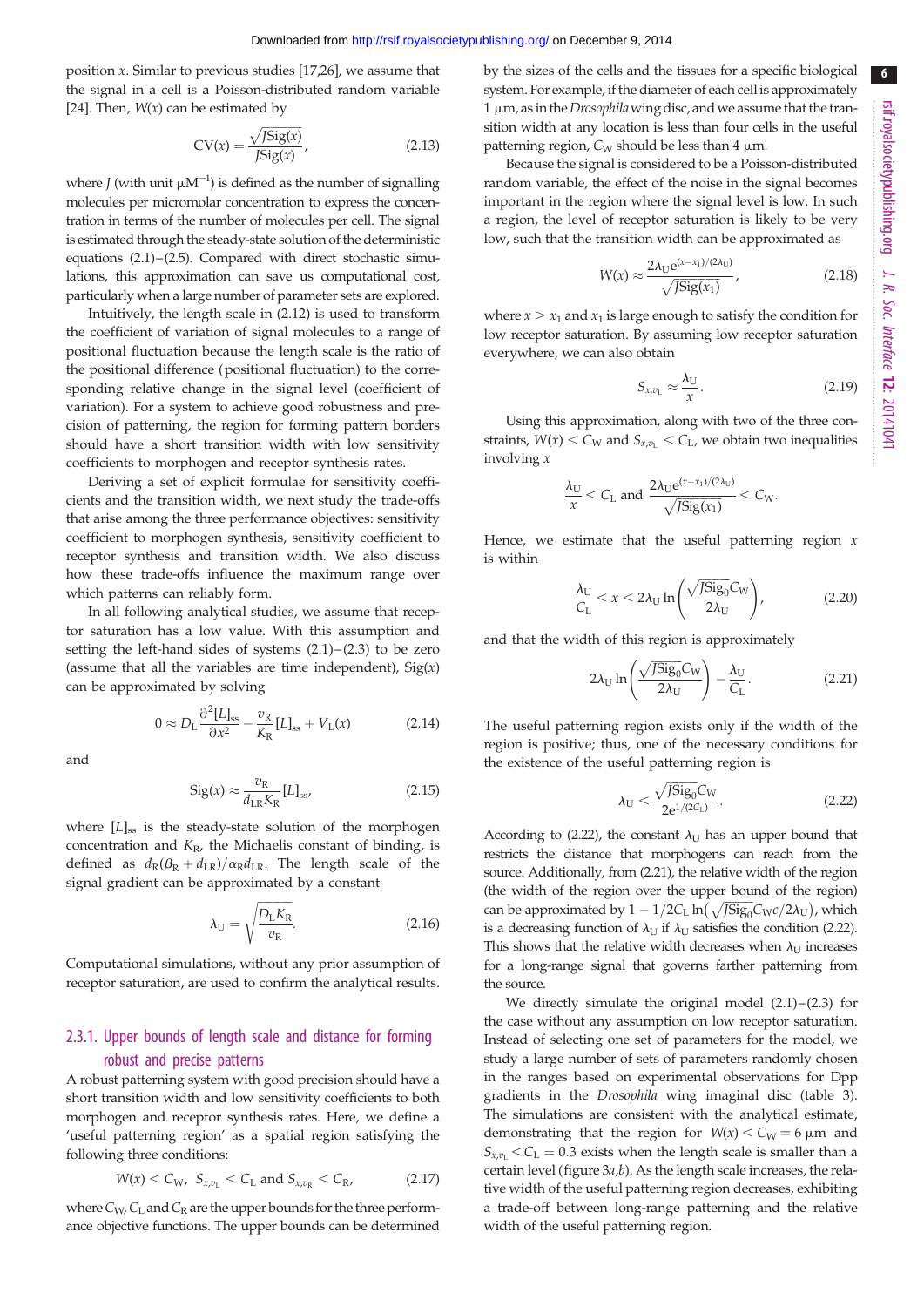position $x$. Similar to previous studies [17,26], we assume that the signal in a cell is a Poisson-distributed random variable [24]. Then, $W(x)$ can be estimated by

$$\mathrm{CV}(x) = \frac{\sqrt{J\mathrm{Sig}(x)}}{J\mathrm{Sig}(x)}, \tag{2.13}$$

where $J$ (with unit $\mu\mathrm{M}^{-1}$) is defined as the number of signalling molecules per micromolar concentration to express the concentration in terms of the number of molecules per cell. The signal is estimated through the steady-state solution of the deterministic equations (2.1)–(2.5). Compared with direct stochastic simulations, this approximation can save us computational cost, particularly when a large number of parameter sets are explored.

Intuitively, the length scale in (2.12) is used to transform the coefficient of variation of signal molecules to a range of positional fluctuation because the length scale is the ratio of the positional difference (positional fluctuation) to the corresponding relative change in the signal level (coefficient of variation). For a system to achieve good robustness and precision of patterning, the region for forming pattern borders should have a short transition width with low sensitivity coefficients to morphogen and receptor synthesis rates.

Deriving a set of explicit formulae for sensitivity coefficients and the transition width, we next study the trade-offs that arise among the three performance objectives: sensitivity coefficient to morphogen synthesis, sensitivity coefficient to receptor synthesis and transition width. We also discuss how these trade-offs influence the maximum range over which patterns can reliably form.

In all following analytical studies, we assume that receptor saturation has a low value. With this assumption and setting the left-hand sides of systems (2.1)–(2.3) to be zero (assume that all the variables are time independent), $\mathrm{Sig}(x)$ can be approximated by solving

$$0 \approx D_\mathrm{L}\frac{\partial^2 [L]_\mathrm{ss}}{\partial x^2} - \frac{v_\mathrm{R}}{K_\mathrm{R}}[L]_\mathrm{ss} + V_\mathrm{L}(x) \tag{2.14}$$

and

$$\mathrm{Sig}(x) \approx \frac{v_\mathrm{R}}{d_\mathrm{LR}K_\mathrm{R}}[L]_\mathrm{ss}, \tag{2.15}$$

where $[L]_\mathrm{ss}$ is the steady-state solution of the morphogen concentration and $K_\mathrm{R}$, the Michaelis constant of binding, is defined as $d_\mathrm{R}(\beta_\mathrm{R} + d_\mathrm{LR})/\alpha_\mathrm{R} d_\mathrm{LR}$. The length scale of the signal gradient can be approximated by a constant

$$\lambda_\mathrm{U} = \sqrt{\frac{D_\mathrm{L}K_\mathrm{R}}{v_\mathrm{R}}}. \tag{2.16}$$

Computational simulations, without any prior assumption of receptor saturation, are used to confirm the analytical results.

### 2.3.1. Upper bounds of length scale and distance for forming robust and precise patterns

A robust patterning system with good precision should have a short transition width and low sensitivity coefficients to both morphogen and receptor synthesis rates. Here, we define a 'useful patterning region' as a spatial region satisfying the following three conditions:

$$W(x) < C_\mathrm{W},\ S_{x,v_\mathrm{L}} < C_\mathrm{L} \text{ and } S_{x,v_\mathrm{R}} < C_\mathrm{R}, \tag{2.17}$$

where $C_\mathrm{W}$, $C_\mathrm{L}$ and $C_\mathrm{R}$ are the upper bounds for the three performance objective functions. The upper bounds can be determined by the sizes of the cells and the tissues for a specific biological system. For example, if the diameter of each cell is approximately 1 µm, as in the *Drosophila* wing disc, and we assume that the transition width at any location is less than four cells in the useful patterning region, $C_\mathrm{W}$ should be less than 4 µm.

Because the signal is considered to be a Poisson-distributed random variable, the effect of the noise in the signal becomes important in the region where the signal level is low. In such a region, the level of receptor saturation is likely to be very low, such that the transition width can be approximated as

$$W(x) \approx \frac{2\lambda_\mathrm{U} e^{(x-x_1)/(2\lambda_\mathrm{U})}}{\sqrt{J\mathrm{Sig}(x_1)}}, \tag{2.18}$$

where $x > x_1$ and $x_1$ is large enough to satisfy the condition for low receptor saturation. By assuming low receptor saturation everywhere, we can also obtain

$$S_{x,v_\mathrm{L}} \approx \frac{\lambda_\mathrm{U}}{x}. \tag{2.19}$$

Using this approximation, along with two of the three constraints, $W(x) < C_\mathrm{W}$ and $S_{x,v_\mathrm{L}} < C_\mathrm{L}$, we obtain two inequalities involving $x$

$$\frac{\lambda_\mathrm{U}}{x} < C_\mathrm{L} \text{ and } \frac{2\lambda_\mathrm{U} e^{(x-x_1)/(2\lambda_\mathrm{U})}}{\sqrt{J\mathrm{Sig}(x_1)}} < C_\mathrm{W}.$$

Hence, we estimate that the useful patterning region $x$ is within

$$\frac{\lambda_\mathrm{U}}{C_\mathrm{L}} < x < 2\lambda_\mathrm{U} \ln\left(\frac{\sqrt{J\mathrm{Sig}_0}C_\mathrm{W}}{2\lambda_\mathrm{U}}\right), \tag{2.20}$$

and that the width of this region is approximately

$$2\lambda_\mathrm{U} \ln\left(\frac{\sqrt{J\mathrm{Sig}_0}C_\mathrm{W}}{2\lambda_\mathrm{U}}\right) - \frac{\lambda_\mathrm{U}}{C_\mathrm{L}}. \tag{2.21}$$

The useful patterning region exists only if the width of the region is positive; thus, one of the necessary conditions for the existence of the useful patterning region is

$$\lambda_\mathrm{U} < \frac{\sqrt{J\mathrm{Sig}_0}C_\mathrm{W}}{2e^{1/(2C_\mathrm{L})}}. \tag{2.22}$$

According to (2.22), the constant $\lambda_\mathrm{U}$ has an upper bound that restricts the distance that morphogens can reach from the source. Additionally, from (2.21), the relative width of the region (the width of the region over the upper bound of the region) can be approximated by $1 - 1/2C_\mathrm{L}\ln\left(\sqrt{J\mathrm{Sig}_0}C_\mathrm{W}c/2\lambda_\mathrm{U}\right)$, which is a decreasing function of $\lambda_\mathrm{U}$ if $\lambda_\mathrm{U}$ satisfies the condition (2.22). This shows that the relative width decreases when $\lambda_\mathrm{U}$ increases for a long-range signal that governs farther patterning from the source.

We directly simulate the original model (2.1)–(2.3) for the case without any assumption on low receptor saturation. Instead of selecting one set of parameters for the model, we study a large number of sets of parameters randomly chosen in the ranges based on experimental observations for Dpp gradients in the *Drosophila* wing imaginal disc (table 3). The simulations are consistent with the analytical estimate, demonstrating that the region for $W(x) < C_\mathrm{W} = 6$ µm and $S_{x,v_\mathrm{L}} < C_\mathrm{L} = 0.3$ exists when the length scale is smaller than a certain level (figure 3*a*,*b*). As the length scale increases, the relative width of the useful patterning region decreases, exhibiting a trade-off between long-range patterning and the relative width of the useful patterning region.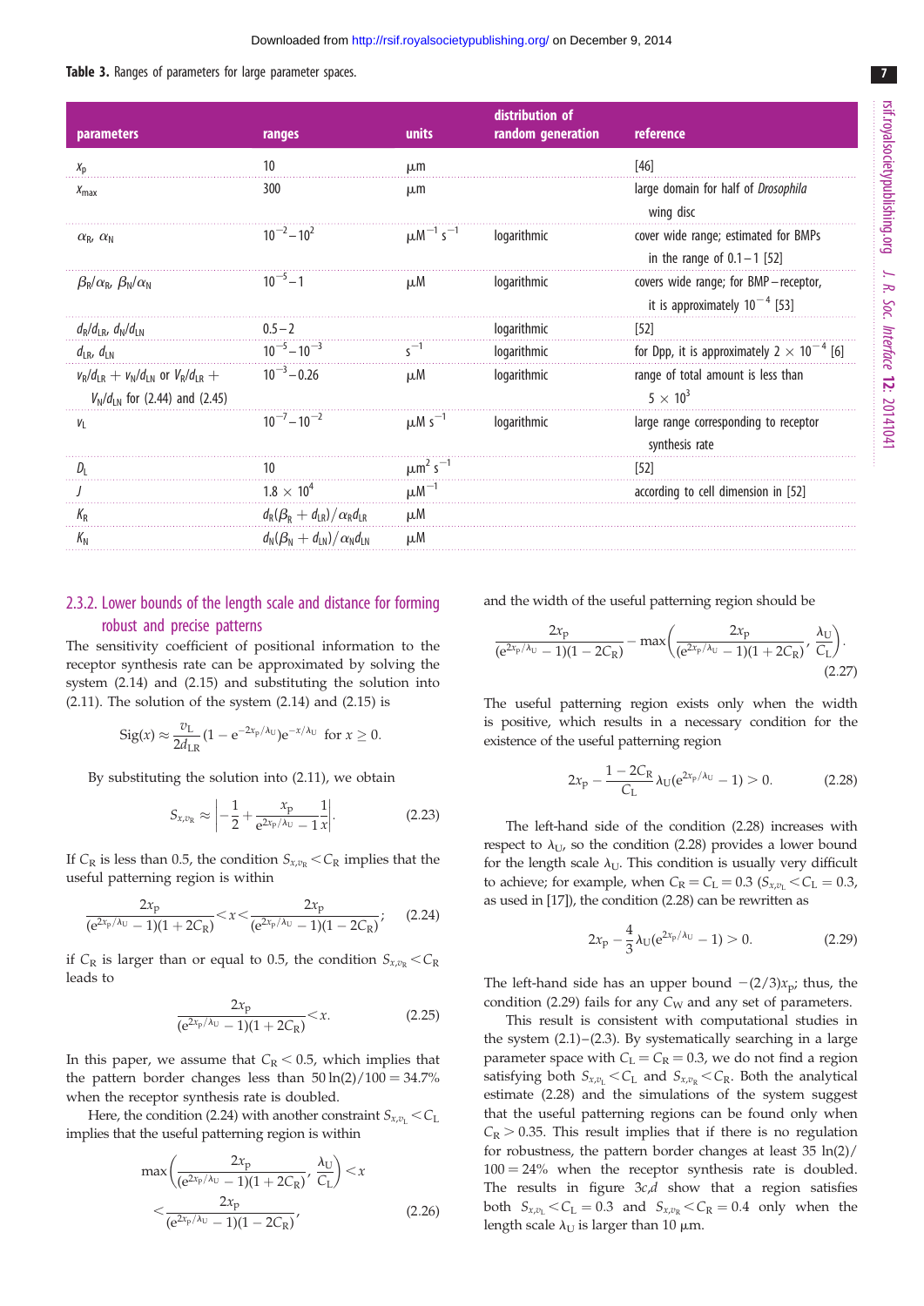**Table 3.** Ranges of parameters for large parameter spaces.

| parameters | ranges | units | distribution of random generation | reference |
|---|---|---|---|---|
| $x_p$ | 10 | μm | | [46] |
| $x_{max}$ | 300 | μm | | large domain for half of *Drosophila* wing disc |
| $\alpha_R$, $\alpha_N$ | $10^{-2}$–$10^{2}$ | $\mu M^{-1}\ s^{-1}$ | logarithmic | cover wide range; estimated for BMPs in the range of 0.1–1 [52] |
| $\beta_R/\alpha_R$, $\beta_N/\alpha_N$ | $10^{-5}$–1 | μM | logarithmic | covers wide range; for BMP–receptor, it is approximately $10^{-4}$ [53] |
| $d_R/d_{LR}$, $d_N/d_{LN}$ | 0.5–2 | | logarithmic | [52] |
| $d_{LR}$, $d_{LN}$ | $10^{-5}$–$10^{-3}$ | $s^{-1}$ | logarithmic | for Dpp, it is approximately $2\times10^{-4}$ [6] |
| $v_R/d_{LR}+v_N/d_{LN}$ or $V_R/d_{LR}+V_N/d_{LN}$ for (2.44) and (2.45) | $10^{-3}$–0.26 | μM | logarithmic | range of total amount is less than $5\times10^{3}$ |
| $v_L$ | $10^{-7}$–$10^{-2}$ | $\mu M\ s^{-1}$ | logarithmic | large range corresponding to receptor synthesis rate |
| $D_L$ | 10 | $\mu m^2\ s^{-1}$ | | [52] |
| $J$ | $1.8\times10^{4}$ | $\mu M^{-1}$ | | according to cell dimension in [52] |
| $K_R$ | $d_R(\beta_R+d_{LR})/\alpha_R d_{LR}$ | μM | | |
| $K_N$ | $d_N(\beta_N+d_{LN})/\alpha_N d_{LN}$ | μM | | |

### 2.3.2. Lower bounds of the length scale and distance for forming robust and precise patterns

The sensitivity coefficient of positional information to the receptor synthesis rate can be approximated by solving the system (2.14) and (2.15) and substituting the solution into (2.11). The solution of the system (2.14) and (2.15) is

$$\mathrm{Sig}(x)\approx\frac{v_L}{2d_{LR}}(1-e^{-2x_p/\lambda_U})e^{-x/\lambda_U}\quad\text{for } x\geq 0.$$

By substituting the solution into (2.11), we obtain

$$S_{x,v_R}\approx\left|-\frac{1}{2}+\frac{x_p}{e^{2x_p/\lambda_U}-1}\frac{1}{x}\right|.\tag{2.23}$$

If $C_R$ is less than 0.5, the condition $S_{x,v_R}<C_R$ implies that the useful patterning region is within

$$\frac{2x_p}{(e^{2x_p/\lambda_U}-1)(1+2C_R)}<x<\frac{2x_p}{(e^{2x_p/\lambda_U}-1)(1-2C_R)};\tag{2.24}$$

if $C_R$ is larger than or equal to 0.5, the condition $S_{x,v_R}<C_R$ leads to

$$\frac{2x_p}{(e^{2x_p/\lambda_U}-1)(1+2C_R)}<x.\tag{2.25}$$

In this paper, we assume that $C_R<0.5$, which implies that the pattern border changes less than $50\ln(2)/100=34.7\%$ when the receptor synthesis rate is doubled.

Here, the condition (2.24) with another constraint $S_{x,v_L}<C_L$ implies that the useful patterning region is within

$$\max\left(\frac{2x_p}{(e^{2x_p/\lambda_U}-1)(1+2C_R)},\frac{\lambda_U}{C_L}\right)<x<\frac{2x_p}{(e^{2x_p/\lambda_U}-1)(1-2C_R)},\tag{2.26}$$

and the width of the useful patterning region should be

$$\frac{2x_p}{(e^{2x_p/\lambda_U}-1)(1-2C_R)}-\max\left(\frac{2x_p}{(e^{2x_p/\lambda_U}-1)(1+2C_R)},\frac{\lambda_U}{C_L}\right).\tag{2.27}$$

The useful patterning region exists only when the width is positive, which results in a necessary condition for the existence of the useful patterning region

$$2x_p-\frac{1-2C_R}{C_L}\lambda_U(e^{2x_p/\lambda_U}-1)>0.\tag{2.28}$$

The left-hand side of the condition (2.28) increases with respect to $\lambda_U$, so the condition (2.28) provides a lower bound for the length scale $\lambda_U$. This condition is usually very difficult to achieve; for example, when $C_R=C_L=0.3$ ($S_{x,v_L}<C_L=0.3$, as used in [17]), the condition (2.28) can be rewritten as

$$2x_p-\frac{4}{3}\lambda_U(e^{2x_p/\lambda_U}-1)>0.\tag{2.29}$$

The left-hand side has an upper bound $-(2/3)x_p$; thus, the condition (2.29) fails for any $C_W$ and any set of parameters.

This result is consistent with computational studies in the system (2.1)–(2.3). By systematically searching in a large parameter space with $C_L=C_R=0.3$, we do not find a region satisfying both $S_{x,v_L}<C_L$ and $S_{x,v_R}<C_R$. Both the analytical estimate (2.28) and the simulations of the system suggest that the useful patterning regions can be found only when $C_R>0.35$. This result implies that if there is no regulation for robustness, the pattern border changes at least $35\ln(2)/100=24\%$ when the receptor synthesis rate is doubled. The results in figure 3*c*,*d* show that a region satisfies both $S_{x,v_L}<C_L=0.3$ and $S_{x,v_R}<C_R=0.4$ only when the length scale $\lambda_U$ is larger than 10 μm.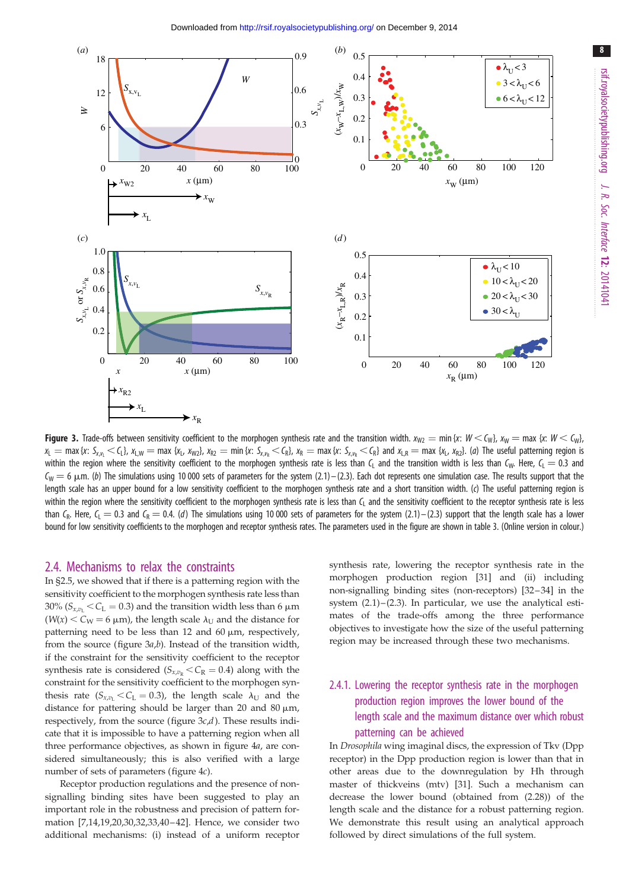**Figure 3.** Trade-offs between sensitivity coefficient to the morphogen synthesis rate and the transition width. $x_{W2} = \min\{x\colon W < C_W\}$, $x_W = \max\{x\colon W < C_W\}$, $x_L = \max\{x\colon S_{x,v_L} < C_L\}$, $x_{L,W} = \max\{x_L, x_{W2}\}$, $x_{R2} = \min\{x\colon S_{x,v_R} < C_R\}$, $x_R = \max\{x\colon S_{x,v_R} < C_R\}$ and $x_{L,R} = \max\{x_L, x_{R2}\}$. (*a*) The useful patterning region is within the region where the sensitivity coefficient to the morphogen synthesis rate is less than $C_L$ and the transition width is less than $C_W$. Here, $C_L = 0.3$ and $C_W = 6$ µm. (*b*) The simulations using 10 000 sets of parameters for the system (2.1)–(2.3). Each dot represents one simulation case. The results support that the length scale has an upper bound for a low sensitivity coefficient to the morphogen synthesis rate and a short transition width. (*c*) The useful patterning region is within the region where the sensitivity coefficient to the morphogen synthesis rate is less than $C_L$ and the sensitivity coefficient to the receptor synthesis rate is less than $C_R$. Here, $C_L = 0.3$ and $C_R = 0.4$. (*d*) The simulations using 10 000 sets of parameters for the system (2.1)–(2.3) support that the length scale has a lower bound for low sensitivity coefficients to the morphogen and receptor synthesis rates. The parameters used in the figure are shown in table 3. (Online version in colour.)

## 2.4. Mechanisms to relax the constraints

In §2.5, we showed that if there is a patterning region with the sensitivity coefficient to the morphogen synthesis rate less than 30% ($S_{x,v_L} < C_L = 0.3$) and the transition width less than 6 µm ($W(x) < C_W = 6$ µm), the length scale $\lambda_U$ and the distance for patterning need to be less than 12 and 60 µm, respectively, from the source (figure 3*a*,*b*). Instead of the transition width, if the constraint for the sensitivity coefficient to the receptor synthesis rate is considered ($S_{x,v_R} < C_R = 0.4$) along with the constraint for the sensitivity coefficient to the morphogen synthesis rate ($S_{x,v_L} < C_L = 0.3$), the length scale $\lambda_U$ and the distance for pattering should be larger than 20 and 80 µm, respectively, from the source (figure 3*c*,*d*). These results indicate that it is impossible to have a patterning region when all three performance objectives, as shown in figure 4*a*, are considered simultaneously; this is also verified with a large number of sets of parameters (figure 4*c*).

Receptor production regulations and the presence of non-signalling binding sites have been suggested to play an important role in the robustness and precision of pattern formation [7,14,19,20,30,32,33,40–42]. Hence, we consider two additional mechanisms: (i) instead of a uniform receptor synthesis rate, lowering the receptor synthesis rate in the morphogen production region [31] and (ii) including non-signalling binding sites (non-receptors) [32–34] in the system (2.1)–(2.3). In particular, we use the analytical estimates of the trade-offs among the three performance objectives to investigate how the size of the useful patterning region may be increased through these two mechanisms.

### 2.4.1. Lowering the receptor synthesis rate in the morphogen production region improves the lower bound of the length scale and the maximum distance over which robust patterning can be achieved

In *Drosophila* wing imaginal discs, the expression of Tkv (Dpp receptor) in the Dpp production region is lower than that in other areas due to the downregulation by Hh through master of thickveins (mtv) [31]. Such a mechanism can decrease the lower bound (obtained from (2.28)) of the length scale and the distance for a robust patterning region. We demonstrate this result using an analytical approach followed by direct simulations of the full system.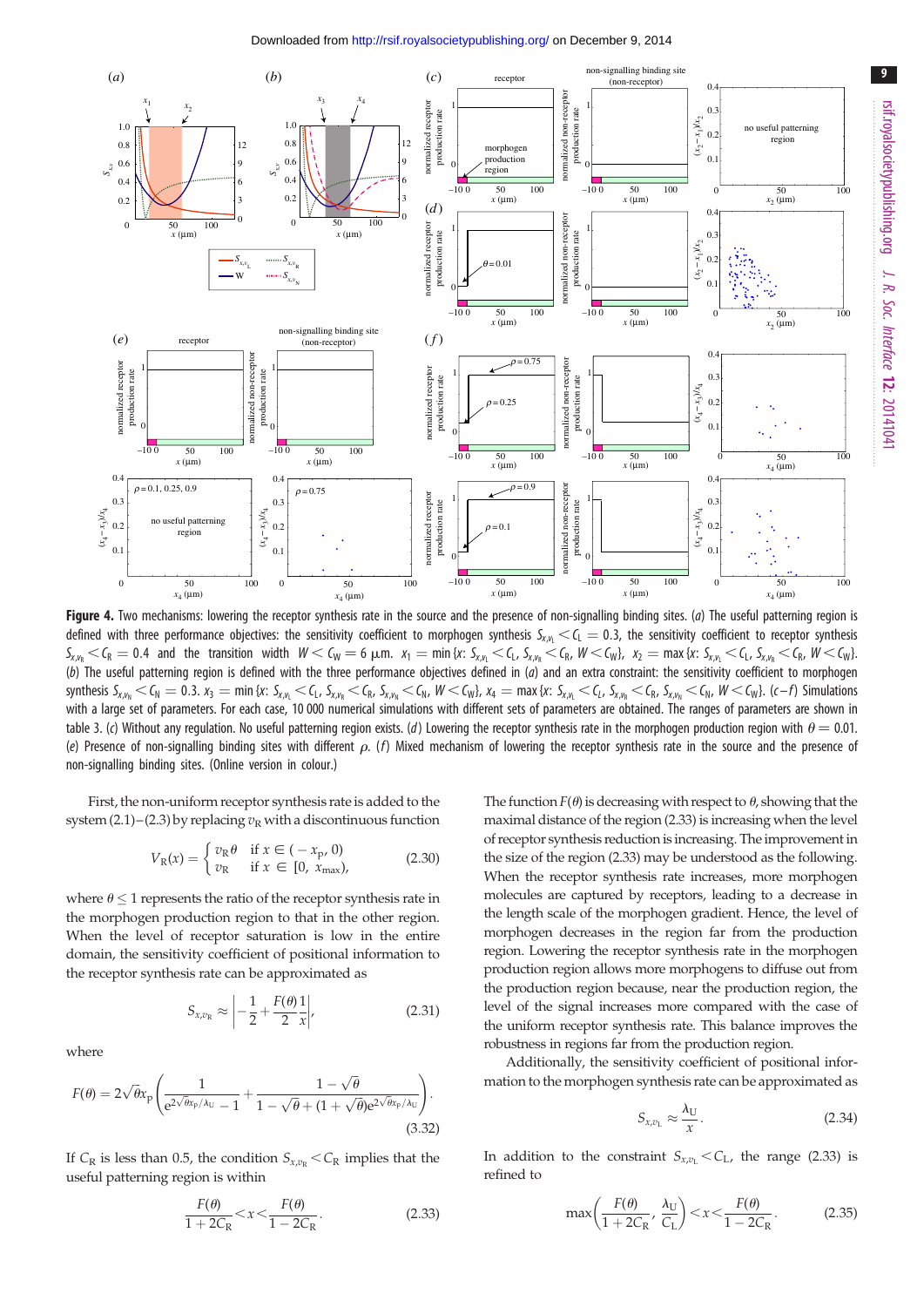**Figure 4.** Two mechanisms: lowering the receptor synthesis rate in the source and the presence of non-signalling binding sites. (*a*) The useful patterning region is defined with three performance objectives: the sensitivity coefficient to morphogen synthesis $S_{x,v_L} < C_L = 0.3$, the sensitivity coefficient to receptor synthesis $S_{x,v_R} < C_R = 0.4$ and the transition width $W < C_W = 6$ µm. $x_1 = \min\{x: S_{x,v_L} < C_L, S_{x,v_R} < C_R, W < C_W\}$, $x_2 = \max\{x: S_{x,v_L} < C_L, S_{x,v_R} < C_R, W < C_W\}$. (*b*) The useful patterning region is defined with the three performance objectives defined in (*a*) and an extra constraint: the sensitivity coefficient to morphogen synthesis $S_{x,v_N} < C_N = 0.3$. $x_3 = \min\{x: S_{x,v_L} < C_L, S_{x,v_R} < C_R, S_{x,v_N} < C_N, W < C_W\}$, $x_4 = \max\{x: S_{x,v_L} < C_L, S_{x,v_R} < C_R, S_{x,v_N} < C_N, W < C_W\}$. (*c*–*f*) Simulations with a large set of parameters. For each case, 10 000 numerical simulations with different sets of parameters are obtained. The ranges of parameters are shown in table 3. (*c*) Without any regulation. No useful patterning region exists. (*d*) Lowering the receptor synthesis rate in the morphogen production region with $\theta = 0.01$. (*e*) Presence of non-signalling binding sites with different $\rho$. (*f*) Mixed mechanism of lowering the receptor synthesis rate in the source and the presence of non-signalling binding sites. (Online version in colour.)

First, the non-uniform receptor synthesis rate is added to the system (2.1)–(2.3) by replacing $v_R$ with a discontinuous function

$$V_R(x) = \begin{cases} v_R\theta & \text{if } x \in (-x_p, 0) \\ v_R & \text{if } x \in [0, x_{max}), \end{cases} \tag{2.30}$$

where $\theta \le 1$ represents the ratio of the receptor synthesis rate in the morphogen production region to that in the other region. When the level of receptor saturation is low in the entire domain, the sensitivity coefficient of positional information to the receptor synthesis rate can be approximated as

$$S_{x,v_R} \approx \left| -\frac{1}{2} + \frac{F(\theta)}{2}\frac{1}{x} \right|, \tag{2.31}$$

where

$$F(\theta) = 2\sqrt{\theta}x_p\left(\frac{1}{e^{2\sqrt{\theta}x_p/\lambda_U} - 1} + \frac{1-\sqrt{\theta}}{1-\sqrt{\theta}+(1+\sqrt{\theta})e^{2\sqrt{\theta}x_p/\lambda_U}}\right). \tag{3.32}$$

If $C_R$ is less than 0.5, the condition $S_{x,v_R} < C_R$ implies that the useful patterning region is within

$$\frac{F(\theta)}{1+2C_R} < x < \frac{F(\theta)}{1-2C_R}. \tag{2.33}$$

The function $F(\theta)$ is decreasing with respect to $\theta$, showing that the maximal distance of the region (2.33) is increasing when the level of receptor synthesis reduction is increasing. The improvement in the size of the region (2.33) may be understood as the following. When the receptor synthesis rate increases, more morphogen molecules are captured by receptors, leading to a decrease in the length scale of the morphogen gradient. Hence, the level of morphogen decreases in the region far from the production region. Lowering the receptor synthesis rate in the morphogen production region allows more morphogens to diffuse out from the production region because, near the production region, the level of the signal increases more compared with the case of the uniform receptor synthesis rate. This balance improves the robustness in regions far from the production region.

Additionally, the sensitivity coefficient of positional information to the morphogen synthesis rate can be approximated as

$$S_{x,v_L} \approx \frac{\lambda_U}{x}. \tag{2.34}$$

In addition to the constraint $S_{x,v_L} < C_L$, the range (2.33) is refined to

$$\max\left(\frac{F(\theta)}{1+2C_R}, \frac{\lambda_U}{C_L}\right) < x < \frac{F(\theta)}{1-2C_R}. \tag{2.35}$$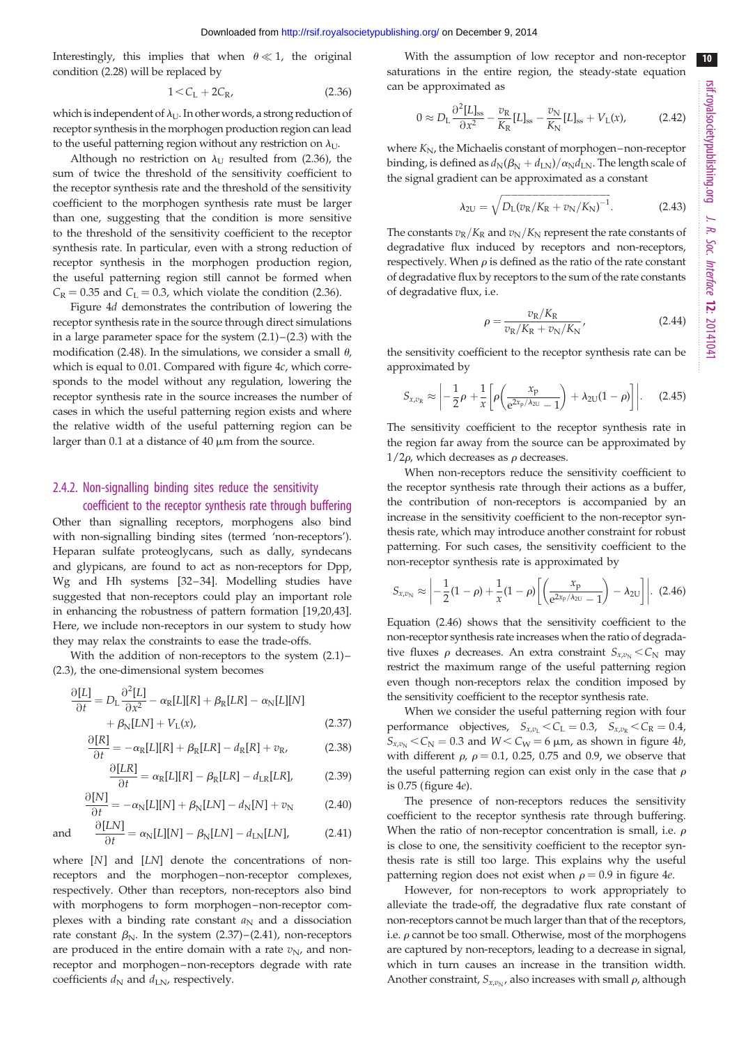Interestingly, this implies that when $\theta \ll 1$, the original condition (2.28) will be replaced by

$$1 < C_L + 2C_R, \tag{2.36}$$

which is independent of $\lambda_U$. In other words, a strong reduction of receptor synthesis in the morphogen production region can lead to the useful patterning region without any restriction on $\lambda_U$.

Although no restriction on $\lambda_U$ resulted from (2.36), the sum of twice the threshold of the sensitivity coefficient to the receptor synthesis rate and the threshold of the sensitivity coefficient to the morphogen synthesis rate must be larger than one, suggesting that the condition is more sensitive to the threshold of the sensitivity coefficient to the receptor synthesis rate. In particular, even with a strong reduction of receptor synthesis in the morphogen production region, the useful patterning region still cannot be formed when $C_R = 0.35$ and $C_L = 0.3$, which violate the condition (2.36).

Figure 4*d* demonstrates the contribution of lowering the receptor synthesis rate in the source through direct simulations in a large parameter space for the system (2.1)–(2.3) with the modification (2.48). In the simulations, we consider a small $\theta$, which is equal to 0.01. Compared with figure 4*c*, which corresponds to the model without any regulation, lowering the receptor synthesis rate in the source increases the number of cases in which the useful patterning region exists and where the relative width of the useful patterning region can be larger than 0.1 at a distance of 40 μm from the source.

### 2.4.2. Non-signalling binding sites reduce the sensitivity coefficient to the receptor synthesis rate through buffering

Other than signalling receptors, morphogens also bind with non-signalling binding sites (termed 'non-receptors'). Heparan sulfate proteoglycans, such as dally, syndecans and glypicans, are found to act as non-receptors for Dpp, Wg and Hh systems [32–34]. Modelling studies have suggested that non-receptors could play an important role in enhancing the robustness of pattern formation [19,20,43]. Here, we include non-receptors in our system to study how they may relax the constraints to ease the trade-offs.

With the addition of non-receptors to the system (2.1)–(2.3), the one-dimensional system becomes

$$\frac{\partial [L]}{\partial t} = D_L \frac{\partial^2 [L]}{\partial x^2} - \alpha_R[L][R] + \beta_R[LR] - \alpha_N[L][N] + \beta_N[LN] + V_L(x), \tag{2.37}$$

$$\frac{\partial [R]}{\partial t} = -\alpha_R[L][R] + \beta_R[LR] - d_R[R] + v_R, \tag{2.38}$$

$$\frac{\partial [LR]}{\partial t} = \alpha_R[L][R] - \beta_R[LR] - d_{LR}[LR], \tag{2.39}$$

$$\frac{\partial [N]}{\partial t} = -\alpha_N[L][N] + \beta_N[LN] - d_N[N] + v_N \tag{2.40}$$

and

$$\frac{\partial [LN]}{\partial t} = \alpha_N[L][N] - \beta_N[LN] - d_{LN}[LN], \tag{2.41}$$

where $[N]$ and $[LN]$ denote the concentrations of non-receptors and the morphogen–non-receptor complexes, respectively. Other than receptors, non-receptors also bind with morphogens to form morphogen–non-receptor complexes with a binding rate constant $a_N$ and a dissociation rate constant $\beta_N$. In the system (2.37)–(2.41), non-receptors are produced in the entire domain with a rate $v_N$, and non-receptor and morphogen–non-receptors degrade with rate coefficients $d_N$ and $d_{LN}$, respectively.

With the assumption of low receptor and non-receptor saturations in the entire region, the steady-state equation can be approximated as

$$0 \approx D_L \frac{\partial^2 [L]_{ss}}{\partial x^2} - \frac{v_R}{K_R}[L]_{ss} - \frac{v_N}{K_N}[L]_{ss} + V_L(x), \tag{2.42}$$

where $K_N$, the Michaelis constant of morphogen–non-receptor binding, is defined as $d_N(\beta_N + d_{LN})/\alpha_N d_{LN}$. The length scale of the signal gradient can be approximated as a constant

$$\lambda_{2U} = \sqrt{D_L (v_R/K_R + v_N/K_N)^{-1}}. \tag{2.43}$$

The constants $v_R/K_R$ and $v_N/K_N$ represent the rate constants of degradative flux induced by receptors and non-receptors, respectively. When $\rho$ is defined as the ratio of the rate constant of degradative flux by receptors to the sum of the rate constants of degradative flux, i.e.

$$\rho = \frac{v_R/K_R}{v_R/K_R + v_N/K_N}, \tag{2.44}$$

the sensitivity coefficient to the receptor synthesis rate can be approximated by

$$S_{x,v_R} \approx \left| -\frac{1}{2}\rho + \frac{1}{x}\left[\rho\left(\frac{x_p}{e^{2x_p/\lambda_{2U}} - 1}\right) + \lambda_{2U}(1-\rho)\right]\right|. \tag{2.45}$$

The sensitivity coefficient to the receptor synthesis rate in the region far away from the source can be approximated by $1/2\rho$, which decreases as $\rho$ decreases.

When non-receptors reduce the sensitivity coefficient to the receptor synthesis rate through their actions as a buffer, the contribution of non-receptors is accompanied by an increase in the sensitivity coefficient to the non-receptor synthesis rate, which may introduce another constraint for robust patterning. For such cases, the sensitivity coefficient to the non-receptor synthesis rate is approximated by

$$S_{x,v_N} \approx \left| -\frac{1}{2}(1-\rho) + \frac{1}{x}(1-\rho)\left[\left(\frac{x_p}{e^{2x_p/\lambda_{2U}} - 1}\right) - \lambda_{2U}\right]\right|. \tag{2.46}$$

Equation (2.46) shows that the sensitivity coefficient to the non-receptor synthesis rate increases when the ratio of degradative fluxes $\rho$ decreases. An extra constraint $S_{x,v_N} < C_N$ may restrict the maximum range of the useful patterning region even though non-receptors relax the condition imposed by the sensitivity coefficient to the receptor synthesis rate.

When we consider the useful patterning region with four performance objectives, $S_{x,v_L} < C_L = 0.3$, $S_{x,v_R} < C_R = 0.4$, $S_{x,v_N} < C_N = 0.3$ and $W < C_W = 6$ μm, as shown in figure 4*b*, with different $\rho$, $\rho = 0.1$, 0.25, 0.75 and 0.9, we observe that the useful patterning region can exist only in the case that $\rho$ is 0.75 (figure 4*e*).

The presence of non-receptors reduces the sensitivity coefficient to the receptor synthesis rate through buffering. When the ratio of non-receptor concentration is small, i.e. $\rho$ is close to one, the sensitivity coefficient to the receptor synthesis rate is still too large. This explains why the useful patterning region does not exist when $\rho = 0.9$ in figure 4*e*.

However, for non-receptors to work appropriately to alleviate the trade-off, the degradative flux rate constant of non-receptors cannot be much larger than that of the receptors, i.e. $\rho$ cannot be too small. Otherwise, most of the morphogens are captured by non-receptors, leading to a decrease in signal, which in turn causes an increase in the transition width. Another constraint, $S_{x,v_N}$, also increases with small $\rho$, although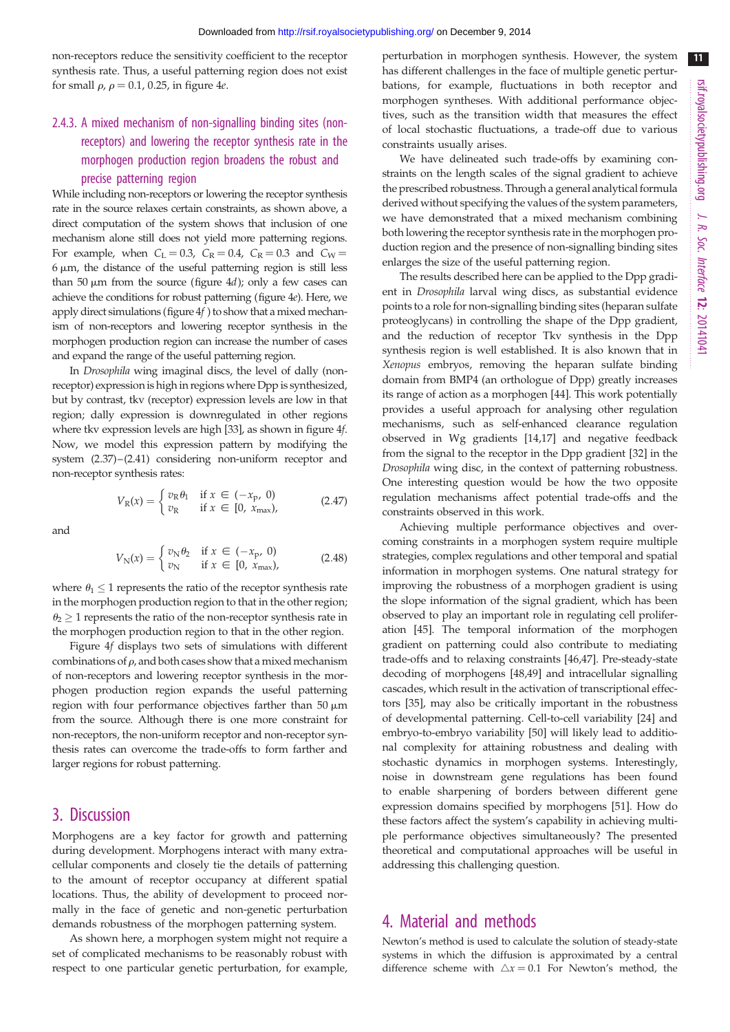non-receptors reduce the sensitivity coefficient to the receptor synthesis rate. Thus, a useful patterning region does not exist for small $\rho$, $\rho = 0.1, 0.25$, in figure 4*e*.

### 2.4.3. A mixed mechanism of non-signalling binding sites (non-receptors) and lowering the receptor synthesis rate in the morphogen production region broadens the robust and precise patterning region

While including non-receptors or lowering the receptor synthesis rate in the source relaxes certain constraints, as shown above, a direct computation of the system shows that inclusion of one mechanism alone still does not yield more patterning regions. For example, when $C_L = 0.3$, $C_R = 0.4$, $C_R = 0.3$ and $C_W = 6\ \mu m$, the distance of the useful patterning region is still less than 50 μm from the source (figure 4*d*); only a few cases can achieve the conditions for robust patterning (figure 4*e*). Here, we apply direct simulations (figure 4*f*) to show that a mixed mechanism of non-receptors and lowering receptor synthesis in the morphogen production region can increase the number of cases and expand the range of the useful patterning region.

In *Drosophila* wing imaginal discs, the level of dally (non-receptor) expression is high in regions where Dpp is synthesized, but by contrast, tkv (receptor) expression levels are low in that region; dally expression is downregulated in other regions where tkv expression levels are high [33], as shown in figure 4*f*. Now, we model this expression pattern by modifying the system (2.37)–(2.41) considering non-uniform receptor and non-receptor synthesis rates:

$$V_R(x) = \begin{cases} v_R\theta_1 & \text{if } x \in (-x_p, 0) \\ v_R & \text{if } x \in [0, x_{max}), \end{cases} \tag{2.47}$$

and

$$V_N(x) = \begin{cases} v_N\theta_2 & \text{if } x \in (-x_p, 0) \\ v_N & \text{if } x \in [0, x_{max}), \end{cases} \tag{2.48}$$

where $\theta_1 \leq 1$ represents the ratio of the receptor synthesis rate in the morphogen production region to that in the other region; $\theta_2 \geq 1$ represents the ratio of the non-receptor synthesis rate in the morphogen production region to that in the other region.

Figure 4*f* displays two sets of simulations with different combinations of $\rho$, and both cases show that a mixed mechanism of non-receptors and lowering receptor synthesis in the morphogen production region expands the useful patterning region with four performance objectives farther than 50 μm from the source. Although there is one more constraint for non-receptors, the non-uniform receptor and non-receptor synthesis rates can overcome the trade-offs to form farther and larger regions for robust patterning.

## 3. Discussion

Morphogens are a key factor for growth and patterning during development. Morphogens interact with many extracellular components and closely tie the details of patterning to the amount of receptor occupancy at different spatial locations. Thus, the ability of development to proceed normally in the face of genetic and non-genetic perturbation demands robustness of the morphogen patterning system.

As shown here, a morphogen system might not require a set of complicated mechanisms to be reasonably robust with respect to one particular genetic perturbation, for example, perturbation in morphogen synthesis. However, the system has different challenges in the face of multiple genetic perturbations, for example, fluctuations in both receptor and morphogen syntheses. With additional performance objectives, such as the transition width that measures the effect of local stochastic fluctuations, a trade-off due to various constraints usually arises.

We have delineated such trade-offs by examining constraints on the length scales of the signal gradient to achieve the prescribed robustness. Through a general analytical formula derived without specifying the values of the system parameters, we have demonstrated that a mixed mechanism combining both lowering the receptor synthesis rate in the morphogen production region and the presence of non-signalling binding sites enlarges the size of the useful patterning region.

The results described here can be applied to the Dpp gradient in *Drosophila* larval wing discs, as substantial evidence points to a role for non-signalling binding sites (heparan sulfate proteoglycans) in controlling the shape of the Dpp gradient, and the reduction of receptor Tkv synthesis in the Dpp synthesis region is well established. It is also known that in *Xenopus* embryos, removing the heparan sulfate binding domain from BMP4 (an orthologue of Dpp) greatly increases its range of action as a morphogen [44]. This work potentially provides a useful approach for analysing other regulation mechanisms, such as self-enhanced clearance regulation observed in Wg gradients [14,17] and negative feedback from the signal to the receptor in the Dpp gradient [32] in the *Drosophila* wing disc, in the context of patterning robustness. One interesting question would be how the two opposite regulation mechanisms affect potential trade-offs and the constraints observed in this work.

Achieving multiple performance objectives and overcoming constraints in a morphogen system require multiple strategies, complex regulations and other temporal and spatial information in morphogen systems. One natural strategy for improving the robustness of a morphogen gradient is using the slope information of the signal gradient, which has been observed to play an important role in regulating cell proliferation [45]. The temporal information of the morphogen gradient on patterning could also contribute to mediating trade-offs and to relaxing constraints [46,47]. Pre-steady-state decoding of morphogens [48,49] and intracellular signalling cascades, which result in the activation of transcriptional effectors [35], may also be critically important in the robustness of developmental patterning. Cell-to-cell variability [24] and embryo-to-embryo variability [50] will likely lead to additional complexity for attaining robustness and dealing with stochastic dynamics in morphogen systems. Interestingly, noise in downstream gene regulations has been found to enable sharpening of borders between different gene expression domains specified by morphogens [51]. How do these factors affect the system's capability in achieving multiple performance objectives simultaneously? The presented theoretical and computational approaches will be useful in addressing this challenging question.

## 4. Material and methods

Newton's method is used to calculate the solution of steady-state systems in which the diffusion is approximated by a central difference scheme with $\triangle x = 0.1$ For Newton's method, the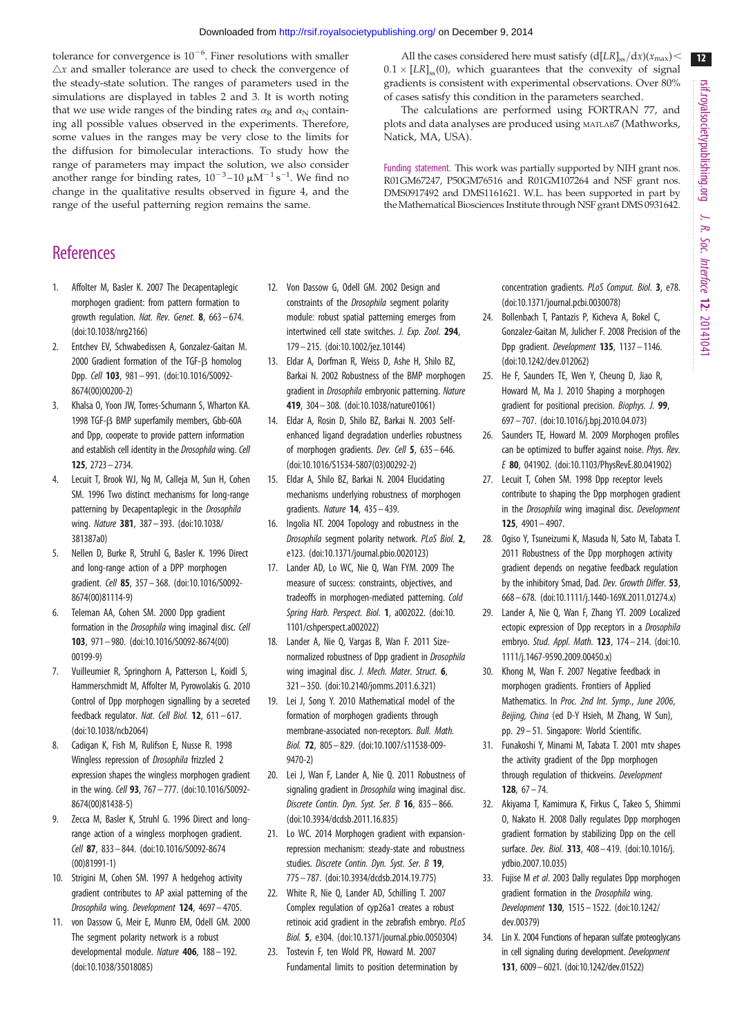tolerance for convergence is $10^{-6}$. Finer resolutions with smaller $\triangle x$ and smaller tolerance are used to check the convergence of the steady-state solution. The ranges of parameters used in the simulations are displayed in tables 2 and 3. It is worth noting that we use wide ranges of the binding rates $\alpha_R$ and $\alpha_N$ containing all possible values observed in the experiments. Therefore, some values in the ranges may be very close to the limits for the diffusion for bimolecular interactions. To study how the range of parameters may impact the solution, we also consider another range for binding rates, $10^{-3}$–$10\ \mu M^{-1}\,s^{-1}$. We find no change in the qualitative results observed in figure 4, and the range of the useful patterning region remains the same.

All the cases considered here must satisfy $(d[LR]_{ss}/dx)(x_{max}) < 0.1 \times [LR]_{ss}(0)$, which guarantees that the convexity of signal gradients is consistent with experimental observations. Over 80% of cases satisfy this condition in the parameters searched.

The calculations are performed using FORTRAN 77, and plots and data analyses are produced using MATLAB7 (Mathworks, Natick, MA, USA).

Funding statement. This work was partially supported by NIH grant nos. R01GM67247, P50GM76516 and R01GM107264 and NSF grant nos. DMS0917492 and DMS1161621. W.L. has been supported in part by the Mathematical Biosciences Institute through NSF grant DMS 0931642.

# References

1. Affolter M, Basler K. 2007 The Decapentaplegic morphogen gradient: from pattern formation to growth regulation. *Nat. Rev. Genet.* **8**, 663–674. (doi:10.1038/nrg2166)
2. Entchev EV, Schwabedissen A, Gonzalez-Gaitan M. 2000 Gradient formation of the TGF-β homolog Dpp. *Cell* **103**, 981–991. (doi:10.1016/S0092-8674(00)00200-2)
3. Khalsa O, Yoon JW, Torres-Schumann S, Wharton KA. 1998 TGF-β BMP superfamily members, Gbb-60A and Dpp, cooperate to provide pattern information and establish cell identity in the *Drosophila* wing. *Cell* **125**, 2723–2734.
4. Lecuit T, Brook WJ, Ng M, Calleja M, Sun H, Cohen SM. 1996 Two distinct mechanisms for long-range patterning by Decapentaplegic in the *Drosophila* wing. *Nature* **381**, 387–393. (doi:10.1038/381387a0)
5. Nellen D, Burke R, Struhl G, Basler K. 1996 Direct and long-range action of a DPP morphogen gradient. *Cell* **85**, 357–368. (doi:10.1016/S0092-8674(00)81114-9)
6. Teleman AA, Cohen SM. 2000 Dpp gradient formation in the *Drosophila* wing imaginal disc. *Cell* **103**, 971–980. (doi:10.1016/S0092-8674(00)00199-9)
7. Vuilleumier R, Springhorn A, Patterson L, Koidl S, Hammerschmidt M, Affolter M, Pyrowolakis G. 2010 Control of Dpp morphogen signalling by a secreted feedback regulator. *Nat. Cell Biol.* **12**, 611–617. (doi:10.1038/ncb2064)
8. Cadigan K, Fish M, Rulifson E, Nusse R. 1998 Wingless repression of *Drosophila* frizzled 2 expression shapes the wingless morphogen gradient in the wing. *Cell* **93**, 767–777. (doi:10.1016/S0092-8674(00)81438-5)
9. Zecca M, Basler K, Struhl G. 1996 Direct and long-range action of a wingless morphogen gradient. *Cell* **87**, 833–844. (doi:10.1016/S0092-8674(00)81991-1)
10. Strigini M, Cohen SM. 1997 A hedgehog activity gradient contributes to AP axial patterning of the *Drosophila* wing. *Development* **124**, 4697–4705.
11. von Dassow G, Meir E, Munro EM, Odell GM. 2000 The segment polarity network is a robust developmental module. *Nature* **406**, 188–192. (doi:10.1038/35018085)
12. Von Dassow G, Odell GM. 2002 Design and constraints of the *Drosophila* segment polarity module: robust spatial patterning emerges from intertwined cell state switches. *J. Exp. Zool.* **294**, 179–215. (doi:10.1002/jez.10144)
13. Eldar A, Dorfman R, Weiss D, Ashe H, Shilo BZ, Barkai N. 2002 Robustness of the BMP morphogen gradient in *Drosophila* embryonic patterning. *Nature* **419**, 304–308. (doi:10.1038/nature01061)
14. Eldar A, Rosin D, Shilo BZ, Barkai N. 2003 Self-enhanced ligand degradation underlies robustness of morphogen gradients. *Dev. Cell* **5**, 635–646. (doi:10.1016/S1534-5807(03)00292-2)
15. Eldar A, Shilo BZ, Barkai N. 2004 Elucidating mechanisms underlying robustness of morphogen gradients. *Nature* **14**, 435–439.
16. Ingolia NT. 2004 Topology and robustness in the *Drosophila* segment polarity network. *PLoS Biol.* **2**, e123. (doi:10.1371/journal.pbio.0020123)
17. Lander AD, Lo WC, Nie Q, Wan FYM. 2009 The measure of success: constraints, objectives, and tradeoffs in morphogen-mediated patterning. *Cold Spring Harb. Perspect. Biol.* **1**, a002022. (doi:10.1101/cshperspect.a002022)
18. Lander A, Nie Q, Vargas B, Wan F. 2011 Size-normalized robustness of Dpp gradient in *Drosophila* wing imaginal disc. *J. Mech. Mater. Struct.* **6**, 321–350. (doi:10.2140/jomms.2011.6.321)
19. Lei J, Song Y. 2010 Mathematical model of the formation of morphogen gradients through membrane-associated non-receptors. *Bull. Math. Biol.* **72**, 805–829. (doi:10.1007/s11538-009-9470-2)
20. Lei J, Wan F, Lander A, Nie Q. 2011 Robustness of signaling gradient in *Drosophila* wing imaginal disc. *Discrete Contin. Dyn. Syst. Ser. B* **16**, 835–866. (doi:10.3934/dcdsb.2011.16.835)
21. Lo WC. 2014 Morphogen gradient with expansion-repression mechanism: steady-state and robustness studies. *Discrete Contin. Dyn. Syst. Ser. B* **19**, 775–787. (doi:10.3934/dcdsb.2014.19.775)
22. White R, Nie Q, Lander AD, Schilling T. 2007 Complex regulation of cyp26a1 creates a robust retinoic acid gradient in the zebrafish embryo. *PLoS Biol.* **5**, e304. (doi:10.1371/journal.pbio.0050304)
23. Tostevin F, ten Wold PR, Howard M. 2007 Fundamental limits to position determination by concentration gradients. *PLoS Comput. Biol.* **3**, e78. (doi:10.1371/journal.pcbi.0030078)
24. Bollenbach T, Pantazis P, Kicheva A, Bokel C, Gonzalez-Gaitan M, Julicher F. 2008 Precision of the Dpp gradient. *Development* **135**, 1137–1146. (doi:10.1242/dev.012062)
25. He F, Saunders TE, Wen Y, Cheung D, Jiao R, Howard M, Ma J. 2010 Shaping a morphogen gradient for positional precision. *Biophys. J.* **99**, 697–707. (doi:10.1016/j.bpj.2010.04.073)
26. Saunders TE, Howard M. 2009 Morphogen profiles can be optimized to buffer against noise. *Phys. Rev. E* **80**, 041902. (doi:10.1103/PhysRevE.80.041902)
27. Lecuit T, Cohen SM. 1998 Dpp receptor levels contribute to shaping the Dpp morphogen gradient in the *Drosophila* wing imaginal disc. *Development* **125**, 4901–4907.
28. Ogiso Y, Tsuneizumi K, Masuda N, Sato M, Tabata T. 2011 Robustness of the Dpp morphogen activity gradient depends on negative feedback regulation by the inhibitory Smad, Dad. *Dev. Growth Differ.* **53**, 668–678. (doi:10.1111/j.1440-169X.2011.01274.x)
29. Lander A, Nie Q, Wan F, Zhang YT. 2009 Localized ectopic expression of Dpp receptors in a *Drosophila* embryo. *Stud. Appl. Math.* **123**, 174–214. (doi:10.1111/j.1467-9590.2009.00450.x)
30. Khong M, Wan F. 2007 Negative feedback in morphogen gradients. Frontiers of Applied Mathematics. In *Proc. 2nd Int. Symp., June 2006, Beijing, China* (ed D-Y Hsieh, M Zhang, W Sun), pp. 29–51. Singapore: World Scientific.
31. Funakoshi Y, Minami M, Tabata T. 2001 mtv shapes the activity gradient of the Dpp morphogen through regulation of thickveins. *Development* **128**, 67–74.
32. Akiyama T, Kamimura K, Firkus C, Takeo S, Shimmi O, Nakato H. 2008 Dally regulates Dpp morphogen gradient formation by stabilizing Dpp on the cell surface. *Dev. Biol.* **313**, 408–419. (doi:10.1016/j.ydbio.2007.10.035)
33. Fujise M *et al.* 2003 Dally regulates Dpp morphogen gradient formation in the *Drosophila* wing. *Development* **130**, 1515–1522. (doi:10.1242/dev.00379)
34. Lin X. 2004 Functions of heparan sulfate proteoglycans in cell signaling during development. *Development* **131**, 6009–6021. (doi:10.1242/dev.01522)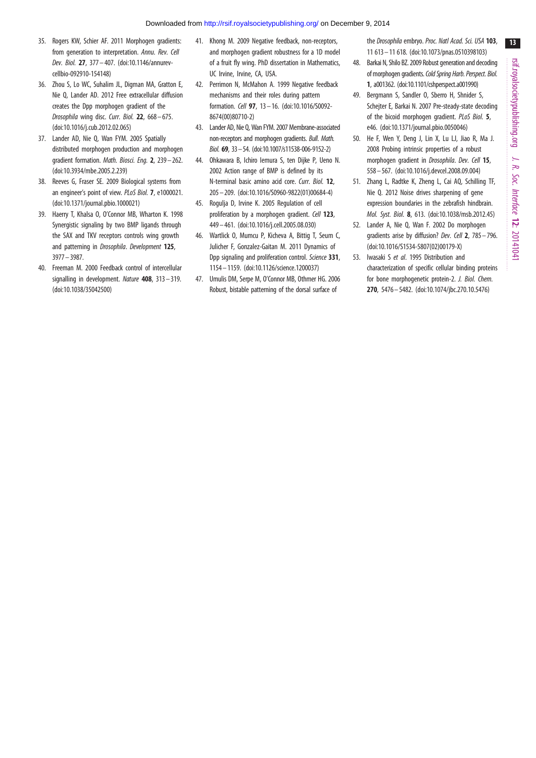35. Rogers KW, Schier AF. 2011 Morphogen gradients: from generation to interpretation. *Annu. Rev. Cell Dev. Biol.* **27**, 377–407. (doi:10.1146/annurev-cellbio-092910-154148)
36. Zhou S, Lo WC, Suhalim JL, Digman MA, Gratton E, Nie Q, Lander AD. 2012 Free extracellular diffusion creates the Dpp morphogen gradient of the *Drosophila* wing disc. *Curr. Biol.* **22**, 668–675. (doi:10.1016/j.cub.2012.02.065)
37. Lander AD, Nie Q, Wan FYM. 2005 Spatially distributed morphogen production and morphogen gradient formation. *Math. Biosci. Eng.* **2**, 239–262. (doi:10.3934/mbe.2005.2.239)
38. Reeves G, Fraser SE. 2009 Biological systems from an engineer's point of view. *PLoS Biol.* **7**, e1000021. (doi:10.1371/journal.pbio.1000021)
39. Haerry T, Khalsa O, O'Connor MB, Wharton K. 1998 Synergistic signaling by two BMP ligands through the SAX and TKV receptors controls wing growth and patterning in *Drosophila*. *Development* **125**, 3977–3987.
40. Freeman M. 2000 Feedback control of intercellular signalling in development. *Nature* **408**, 313–319. (doi:10.1038/35042500)
41. Khong M. 2009 Negative feedback, non-receptors, and morphogen gradient robustness for a 1D model of a fruit fly wing. PhD dissertation in Mathematics, UC Irvine, Irvine, CA, USA.
42. Perrimon N, McMahon A. 1999 Negative feedback mechanisms and their roles during pattern formation. *Cell* **97**, 13–16. (doi:10.1016/S0092-8674(00)80710-2)
43. Lander AD, Nie Q, Wan FYM. 2007 Membrane-associated non-receptors and morphogen gradients. *Bull. Math. Biol.* **69**, 33–54. (doi:10.1007/s11538-006-9152-2)
44. Ohkawara B, Ichiro Iemura S, ten Dijke P, Ueno N. 2002 Action range of BMP is defined by its N-terminal basic amino acid core. *Curr. Biol.* **12**, 205–209. (doi:10.1016/S0960-9822(01)00684-4)
45. Rogulja D, Irvine K. 2005 Regulation of cell proliferation by a morphogen gradient. *Cell* **123**, 449–461. (doi:10.1016/j.cell.2005.08.030)
46. Wartlick O, Mumcu P, Kicheva A, Bittig T, Seum C, Julicher F, Gonzalez-Gaitan M. 2011 Dynamics of Dpp signaling and proliferation control. *Science* **331**, 1154–1159. (doi:10.1126/science.1200037)
47. Umulis DM, Serpe M, O'Connor MB, Othmer HG. 2006 Robust, bistable patterning of the dorsal surface of the *Drosophila* embryo. *Proc. Natl Acad. Sci. USA* **103**, 11 613–11 618. (doi:10.1073/pnas.0510398103)
48. Barkai N, Shilo BZ. 2009 Robust generation and decoding of morphogen gradients. *Cold Spring Harb. Perspect. Biol.* **1**, a001362. (doi:10.1101/cshperspect.a001990)
49. Bergmann S, Sandler O, Sberro H, Shnider S, Schejter E, Barkai N. 2007 Pre-steady-state decoding of the bicoid morphogen gradient. *PLoS Biol.* **5**, e46. (doi:10.1371/journal.pbio.0050046)
50. He F, Wen Y, Deng J, Lin X, Lu LJ, Jiao R, Ma J. 2008 Probing intrinsic properties of a robust morphogen gradient in *Drosophila*. *Dev. Cell* **15**, 558–567. (doi:10.1016/j.devcel.2008.09.004)
51. Zhang L, Radtke K, Zheng L, Cai AQ, Schilling TF, Nie Q. 2012 Noise drives sharpening of gene expression boundaries in the zebrafish hindbrain. *Mol. Syst. Biol.* **8**, 613. (doi:10.1038/msb.2012.45)
52. Lander A, Nie Q, Wan F. 2002 Do morphogen gradients arise by diffusion? *Dev. Cell* **2**, 785–796. (doi:10.1016/S1534-5807(02)00179-X)
53. Iwasaki S *et al*. 1995 Distribution and characterization of specific cellular binding proteins for bone morphogenetic protein-2. *J. Biol. Chem.* **270**, 5476–5482. (doi:10.1074/jbc.270.10.5476)